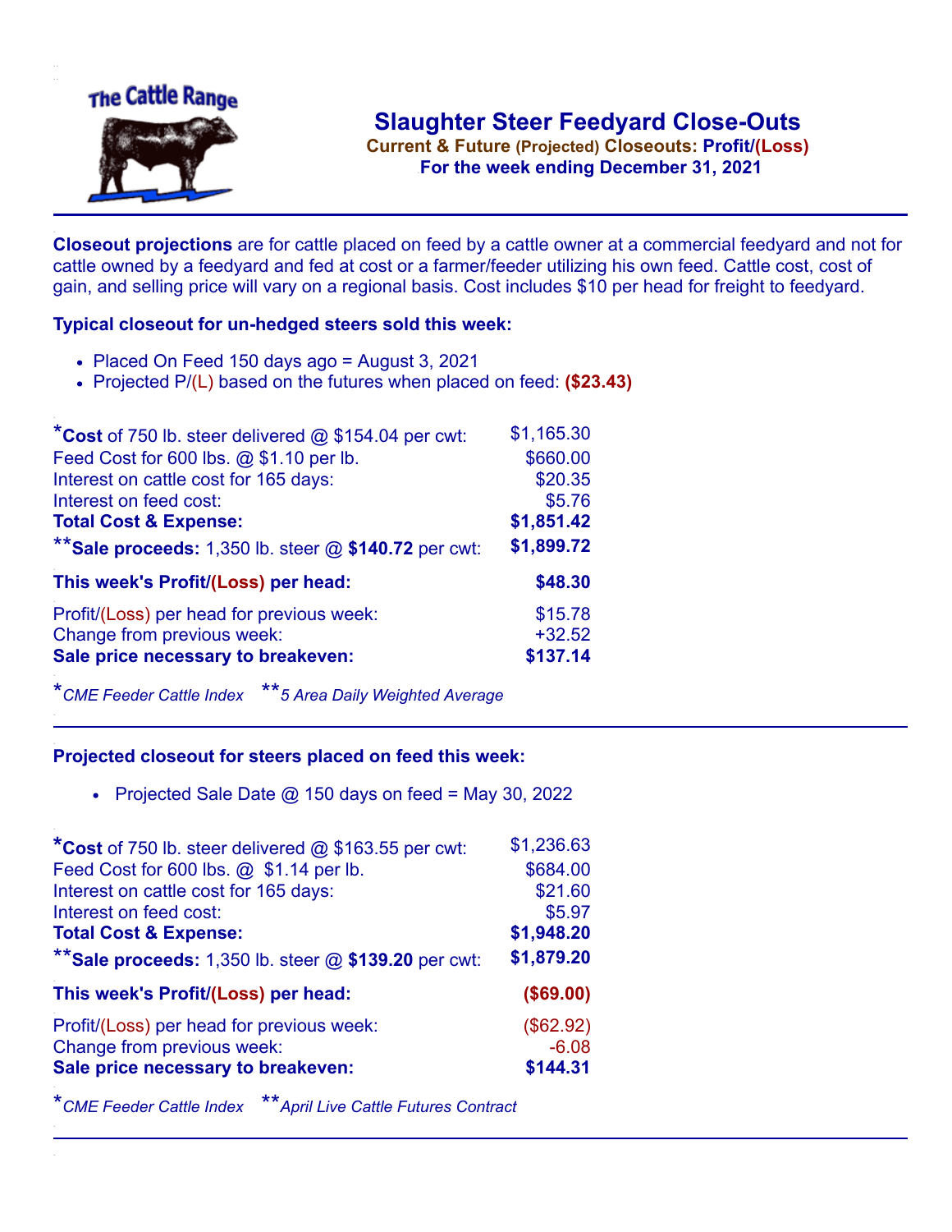# Slaughter Steer Feedyard Close-Outs

**Current & Future (Projected) Closeouts: Profit/(Loss)**

**For the week ending December 31, 2021**

**Closeout projections** are for cattle placed on feed by a cattle owner at a commercial feedyard and not for cattle owned by a feedyard and fed at cost or a farmer/feeder utilizing his own feed. Cattle cost, cost of gain, and selling price will vary on a regional basis. Cost includes $10 per head for freight to feedyard.

### Typical closeout for un-hedged steers sold this week:

- Placed On Feed 150 days ago = August 3, 2021
- Projected P/(L) based on the futures when placed on feed: **($23.43)**

| | |
|---|---|
| ***Cost** of 750 lb. steer delivered @ $154.04 per cwt: | $1,165.30 |
| Feed Cost for 600 lbs. @ $1.10 per lb. | $660.00 |
| Interest on cattle cost for 165 days: | $20.35 |
| Interest on feed cost: | $5.76 |
| **Total Cost & Expense:** | **$1,851.42** |
| ****Sale proceeds:** 1,350 lb. steer @ **$140.72** per cwt: | **$1,899.72** |
| **This week's Profit/(Loss) per head:** | **$48.30** |
| Profit/(Loss) per head for previous week: | $15.78 |
| Change from previous week: | +32.52 |
| **Sale price necessary to breakeven:** | **$137.14** |

**CME Feeder Cattle Index* ***5 Area Daily Weighted Average*

### Projected closeout for steers placed on feed this week:

- Projected Sale Date @ 150 days on feed = May 30, 2022

| | |
|---|---|
| ***Cost** of 750 lb. steer delivered @ $163.55 per cwt: | $1,236.63 |
| Feed Cost for 600 lbs. @ $1.14 per lb. | $684.00 |
| Interest on cattle cost for 165 days: | $21.60 |
| Interest on feed cost: | $5.97 |
| **Total Cost & Expense:** | **$1,948.20** |
| ****Sale proceeds:** 1,350 lb. steer @ **$139.20** per cwt: | **$1,879.20** |
| **This week's Profit/(Loss) per head:** | **($69.00)** |
| Profit/(Loss) per head for previous week: | ($62.92) |
| Change from previous week: | -6.08 |
| **Sale price necessary to breakeven:** | **$144.31** |

**CME Feeder Cattle Index* ***April Live Cattle Futures Contract*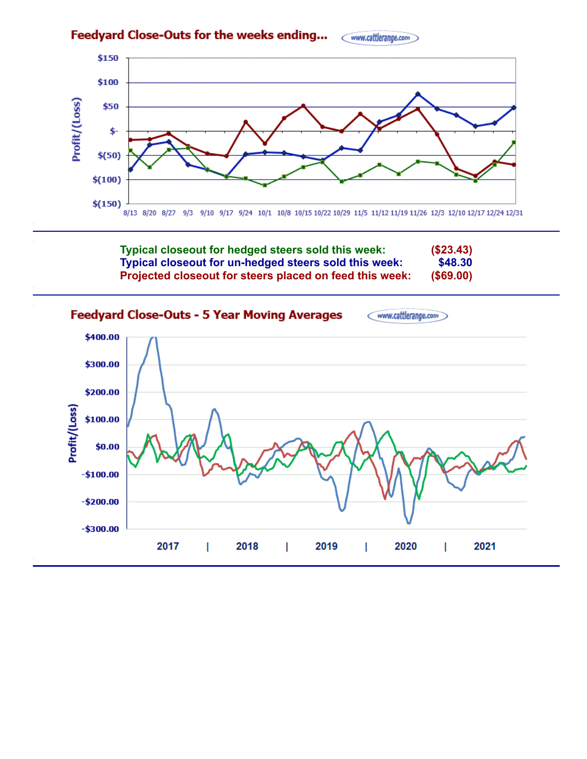## Feedyard Close-Outs for the weeks ending...

www.cattlerange.com

$150
$100
$50
$-
$(50)
$(100)
$(150)

Profit/(Loss)

8/13 8/20 8/27 9/3 9/10 9/17 9/24 10/1 10/8 10/15 10/22 10/29 11/5 11/12 11/19 11/26 12/3 12/10 12/17 12/24 12/31

---

| | |
|---|---|
| Typical closeout for hedged steers sold this week: | ($23.43) |
| Typical closeout for un-hedged steers sold this week: | $48.30 |
| Projected closeout for steers placed on feed this week: | ($69.00) |

---

## Feedyard Close-Outs - 5 Year Moving Averages

www.cattlerange.com

$400.00
$300.00
$200.00
$100.00
$0.00
-$100.00
-$200.00
-$300.00

Profit/(Loss)

2017 | 2018 | 2019 | 2020 | 2021